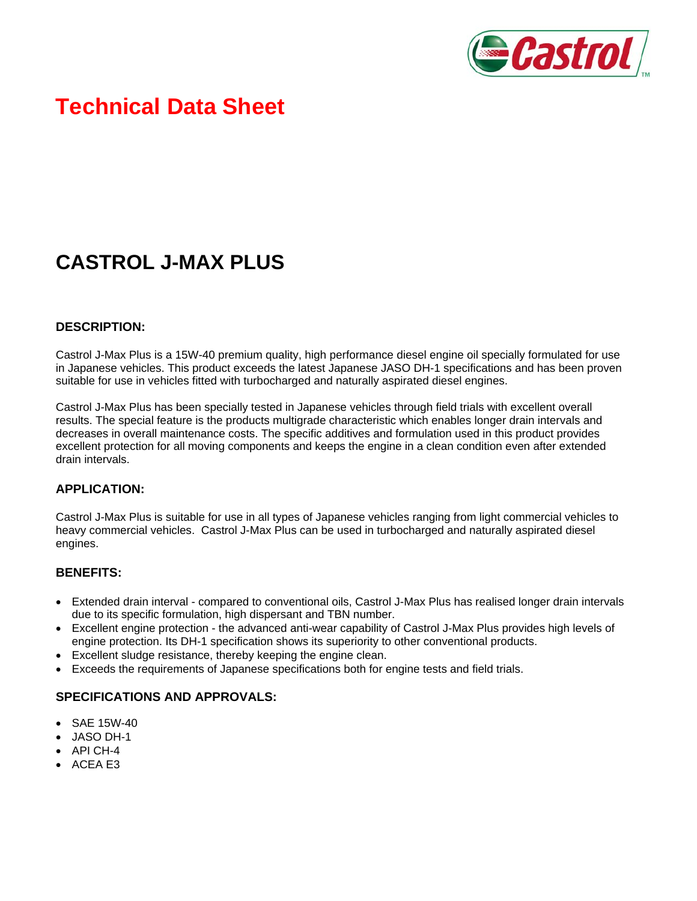# Technical Data Sheet

## CASTROL J-MAX PLUS

### DESCRIPTION:

Castrol J-Max Plus is a 15W-40 premium quality, high performance diesel engine oil specially formulated for use in Japanese vehicles. This product exceeds the latest Japanese JASO DH-1 specifications and has been proven suitable for use in vehicles fitted with turbocharged and naturally aspirated diesel engines.

Castrol J-Max Plus has been specially tested in Japanese vehicles through field trials with excellent overall results. The special feature is the products multigrade characteristic which enables longer drain intervals and decreases in overall maintenance costs. The specific additives and formulation used in this product provides excellent protection for all moving components and keeps the engine in a clean condition even after extended drain intervals.

### APPLICATION:

Castrol J-Max Plus is suitable for use in all types of Japanese vehicles ranging from light commercial vehicles to heavy commercial vehicles. Castrol J-Max Plus can be used in turbocharged and naturally aspirated diesel engines.

### BENEFITS:

- Extended drain interval - compared to conventional oils, Castrol J-Max Plus has realised longer drain intervals due to its specific formulation, high dispersant and TBN number.
- Excellent engine protection - the advanced anti-wear capability of Castrol J-Max Plus provides high levels of engine protection. Its DH-1 specification shows its superiority to other conventional products.
- Excellent sludge resistance, thereby keeping the engine clean.
- Exceeds the requirements of Japanese specifications both for engine tests and field trials.

### SPECIFICATIONS AND APPROVALS:

- SAE 15W-40
- JASO DH-1
- API CH-4
- ACEA E3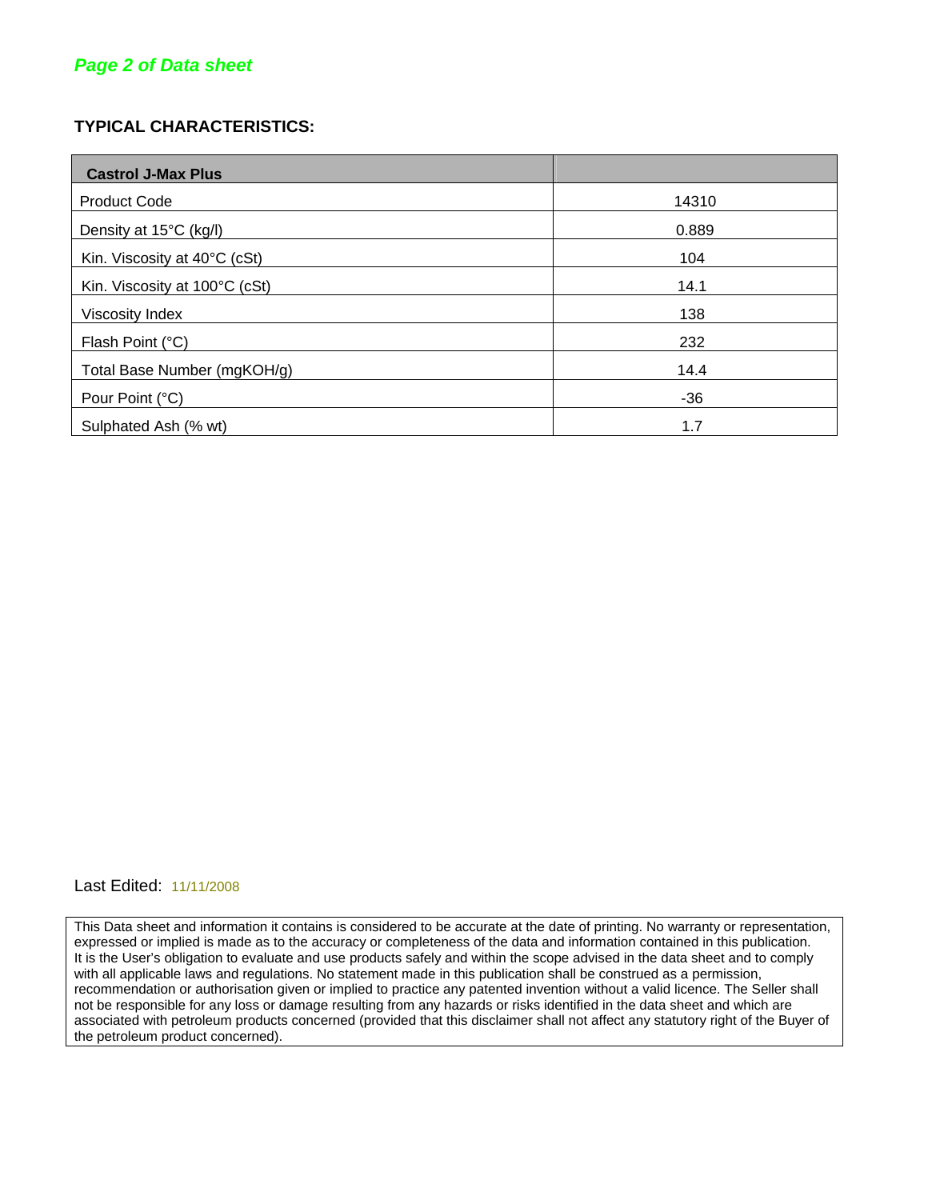## TYPICAL CHARACTERISTICS:

| Castrol J-Max Plus | |
|---|---|
| Product Code | 14310 |
| Density at 15°C (kg/l) | 0.889 |
| Kin. Viscosity at 40°C (cSt) | 104 |
| Kin. Viscosity at 100°C (cSt) | 14.1 |
| Viscosity Index | 138 |
| Flash Point (°C) | 232 |
| Total Base Number (mgKOH/g) | 14.4 |
| Pour Point (°C) | -36 |
| Sulphated Ash (% wt) | 1.7 |

Last Edited: 11/11/2008

This Data sheet and information it contains is considered to be accurate at the date of printing. No warranty or representation, expressed or implied is made as to the accuracy or completeness of the data and information contained in this publication. It is the User's obligation to evaluate and use products safely and within the scope advised in the data sheet and to comply with all applicable laws and regulations. No statement made in this publication shall be construed as a permission, recommendation or authorisation given or implied to practice any patented invention without a valid licence. The Seller shall not be responsible for any loss or damage resulting from any hazards or risks identified in the data sheet and which are associated with petroleum products concerned (provided that this disclaimer shall not affect any statutory right of the Buyer of the petroleum product concerned).